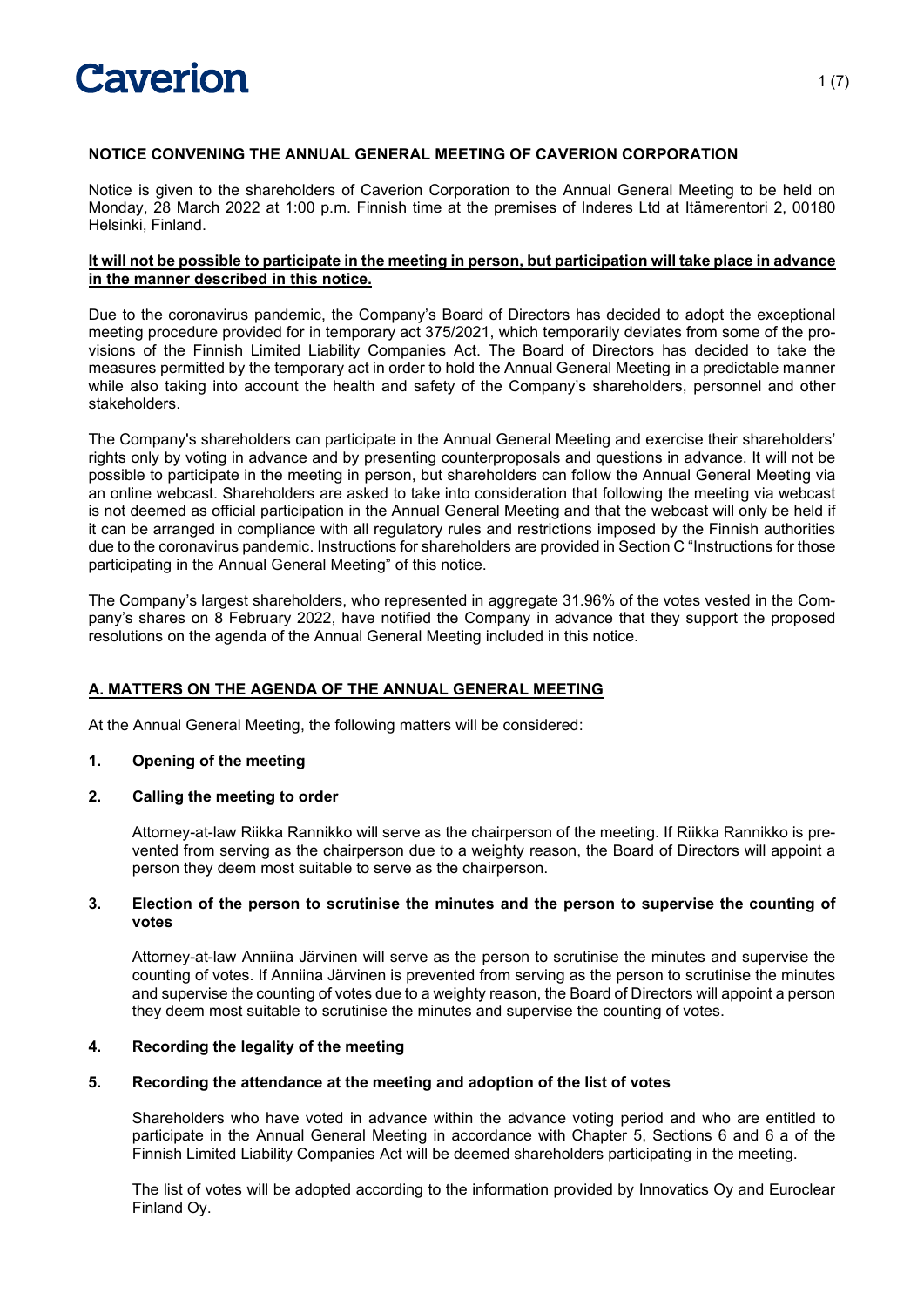**NOTICE CONVENING THE ANNUAL GENERAL MEETING OF CAVERION CORPORATION**

Notice is given to the shareholders of Caverion Corporation to the Annual General Meeting to be held on Monday, 28 March 2022 at 1:00 p.m. Finnish time at the premises of Inderes Ltd at Itämerentori 2, 00180 Helsinki, Finland.

**It will not be possible to participate in the meeting in person, but participation will take place in advance in the manner described in this notice.**

Due to the coronavirus pandemic, the Company's Board of Directors has decided to adopt the exceptional meeting procedure provided for in temporary act 375/2021, which temporarily deviates from some of the provisions of the Finnish Limited Liability Companies Act. The Board of Directors has decided to take the measures permitted by the temporary act in order to hold the Annual General Meeting in a predictable manner while also taking into account the health and safety of the Company's shareholders, personnel and other stakeholders.

The Company's shareholders can participate in the Annual General Meeting and exercise their shareholders' rights only by voting in advance and by presenting counterproposals and questions in advance. It will not be possible to participate in the meeting in person, but shareholders can follow the Annual General Meeting via an online webcast. Shareholders are asked to take into consideration that following the meeting via webcast is not deemed as official participation in the Annual General Meeting and that the webcast will only be held if it can be arranged in compliance with all regulatory rules and restrictions imposed by the Finnish authorities due to the coronavirus pandemic. Instructions for shareholders are provided in Section C "Instructions for those participating in the Annual General Meeting" of this notice.

The Company's largest shareholders, who represented in aggregate 31.96% of the votes vested in the Company's shares on 8 February 2022, have notified the Company in advance that they support the proposed resolutions on the agenda of the Annual General Meeting included in this notice.

## A. MATTERS ON THE AGENDA OF THE ANNUAL GENERAL MEETING

At the Annual General Meeting, the following matters will be considered:

### 1. Opening of the meeting

### 2. Calling the meeting to order

Attorney-at-law Riikka Rannikko will serve as the chairperson of the meeting. If Riikka Rannikko is prevented from serving as the chairperson due to a weighty reason, the Board of Directors will appoint a person they deem most suitable to serve as the chairperson.

### 3. Election of the person to scrutinise the minutes and the person to supervise the counting of votes

Attorney-at-law Anniina Järvinen will serve as the person to scrutinise the minutes and supervise the counting of votes. If Anniina Järvinen is prevented from serving as the person to scrutinise the minutes and supervise the counting of votes due to a weighty reason, the Board of Directors will appoint a person they deem most suitable to scrutinise the minutes and supervise the counting of votes.

### 4. Recording the legality of the meeting

### 5. Recording the attendance at the meeting and adoption of the list of votes

Shareholders who have voted in advance within the advance voting period and who are entitled to participate in the Annual General Meeting in accordance with Chapter 5, Sections 6 and 6 a of the Finnish Limited Liability Companies Act will be deemed shareholders participating in the meeting.

The list of votes will be adopted according to the information provided by Innovatics Oy and Euroclear Finland Oy.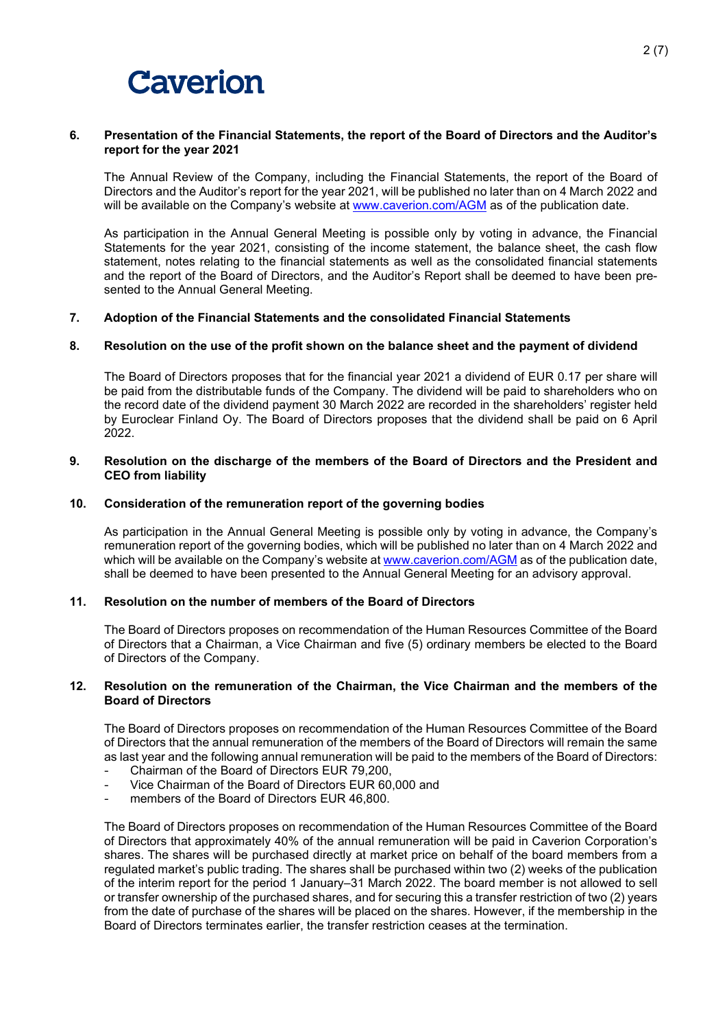### 6. Presentation of the Financial Statements, the report of the Board of Directors and the Auditor's report for the year 2021

The Annual Review of the Company, including the Financial Statements, the report of the Board of Directors and the Auditor's report for the year 2021, will be published no later than on 4 March 2022 and will be available on the Company's website at [www.caverion.com/AGM](www.caverion.com/AGM) as of the publication date.

As participation in the Annual General Meeting is possible only by voting in advance, the Financial Statements for the year 2021, consisting of the income statement, the balance sheet, the cash flow statement, notes relating to the financial statements as well as the consolidated financial statements and the report of the Board of Directors, and the Auditor's Report shall be deemed to have been presented to the Annual General Meeting.

### 7. Adoption of the Financial Statements and the consolidated Financial Statements

### 8. Resolution on the use of the profit shown on the balance sheet and the payment of dividend

The Board of Directors proposes that for the financial year 2021 a dividend of EUR 0.17 per share will be paid from the distributable funds of the Company. The dividend will be paid to shareholders who on the record date of the dividend payment 30 March 2022 are recorded in the shareholders' register held by Euroclear Finland Oy. The Board of Directors proposes that the dividend shall be paid on 6 April 2022.

### 9. Resolution on the discharge of the members of the Board of Directors and the President and CEO from liability

### 10. Consideration of the remuneration report of the governing bodies

As participation in the Annual General Meeting is possible only by voting in advance, the Company's remuneration report of the governing bodies, which will be published no later than on 4 March 2022 and which will be available on the Company's website at [www.caverion.com/AGM](www.caverion.com/AGM) as of the publication date, shall be deemed to have been presented to the Annual General Meeting for an advisory approval.

### 11. Resolution on the number of members of the Board of Directors

The Board of Directors proposes on recommendation of the Human Resources Committee of the Board of Directors that a Chairman, a Vice Chairman and five (5) ordinary members be elected to the Board of Directors of the Company.

### 12. Resolution on the remuneration of the Chairman, the Vice Chairman and the members of the Board of Directors

The Board of Directors proposes on recommendation of the Human Resources Committee of the Board of Directors that the annual remuneration of the members of the Board of Directors will remain the same as last year and the following annual remuneration will be paid to the members of the Board of Directors:

- Chairman of the Board of Directors EUR 79,200,
- Vice Chairman of the Board of Directors EUR 60,000 and
- members of the Board of Directors EUR 46,800.

The Board of Directors proposes on recommendation of the Human Resources Committee of the Board of Directors that approximately 40% of the annual remuneration will be paid in Caverion Corporation's shares. The shares will be purchased directly at market price on behalf of the board members from a regulated market's public trading. The shares shall be purchased within two (2) weeks of the publication of the interim report for the period 1 January–31 March 2022. The board member is not allowed to sell or transfer ownership of the purchased shares, and for securing this a transfer restriction of two (2) years from the date of purchase of the shares will be placed on the shares. However, if the membership in the Board of Directors terminates earlier, the transfer restriction ceases at the termination.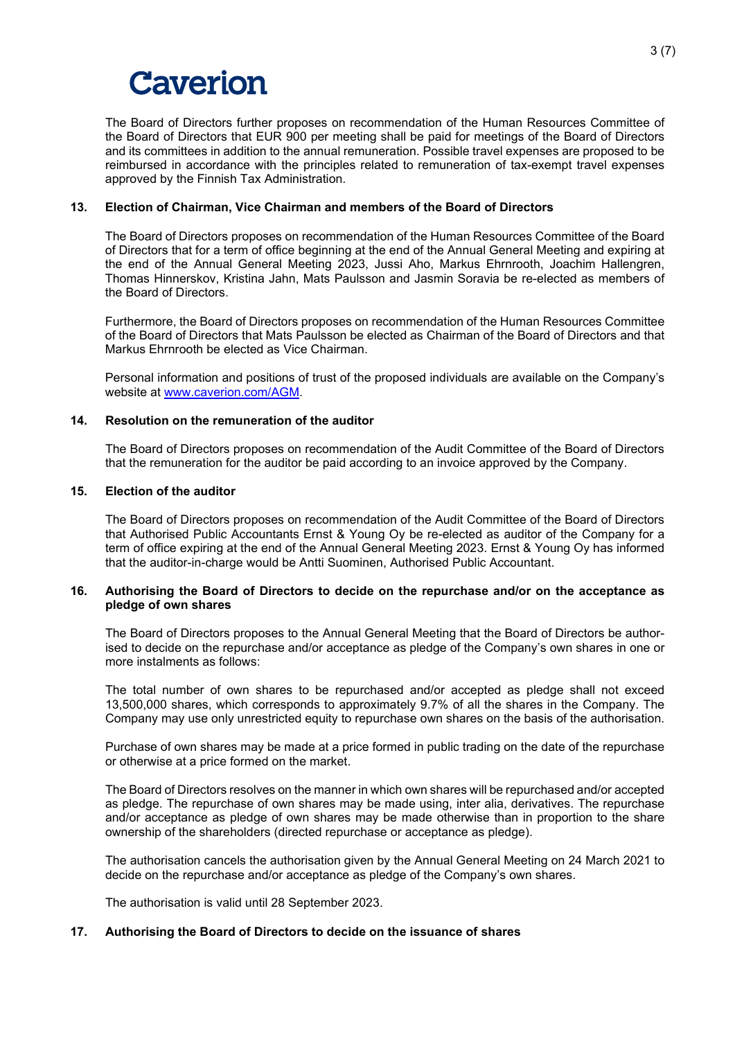The Board of Directors further proposes on recommendation of the Human Resources Committee of the Board of Directors that EUR 900 per meeting shall be paid for meetings of the Board of Directors and its committees in addition to the annual remuneration. Possible travel expenses are proposed to be reimbursed in accordance with the principles related to remuneration of tax-exempt travel expenses approved by the Finnish Tax Administration.

**13. Election of Chairman, Vice Chairman and members of the Board of Directors**

The Board of Directors proposes on recommendation of the Human Resources Committee of the Board of Directors that for a term of office beginning at the end of the Annual General Meeting and expiring at the end of the Annual General Meeting 2023, Jussi Aho, Markus Ehrnrooth, Joachim Hallengren, Thomas Hinnerskov, Kristina Jahn, Mats Paulsson and Jasmin Soravia be re-elected as members of the Board of Directors.

Furthermore, the Board of Directors proposes on recommendation of the Human Resources Committee of the Board of Directors that Mats Paulsson be elected as Chairman of the Board of Directors and that Markus Ehrnrooth be elected as Vice Chairman.

Personal information and positions of trust of the proposed individuals are available on the Company's website at www.caverion.com/AGM.

**14. Resolution on the remuneration of the auditor**

The Board of Directors proposes on recommendation of the Audit Committee of the Board of Directors that the remuneration for the auditor be paid according to an invoice approved by the Company.

**15. Election of the auditor**

The Board of Directors proposes on recommendation of the Audit Committee of the Board of Directors that Authorised Public Accountants Ernst & Young Oy be re-elected as auditor of the Company for a term of office expiring at the end of the Annual General Meeting 2023. Ernst & Young Oy has informed that the auditor-in-charge would be Antti Suominen, Authorised Public Accountant.

**16. Authorising the Board of Directors to decide on the repurchase and/or on the acceptance as pledge of own shares**

The Board of Directors proposes to the Annual General Meeting that the Board of Directors be authorised to decide on the repurchase and/or acceptance as pledge of the Company's own shares in one or more instalments as follows:

The total number of own shares to be repurchased and/or accepted as pledge shall not exceed 13,500,000 shares, which corresponds to approximately 9.7% of all the shares in the Company. The Company may use only unrestricted equity to repurchase own shares on the basis of the authorisation.

Purchase of own shares may be made at a price formed in public trading on the date of the repurchase or otherwise at a price formed on the market.

The Board of Directors resolves on the manner in which own shares will be repurchased and/or accepted as pledge. The repurchase of own shares may be made using, inter alia, derivatives. The repurchase and/or acceptance as pledge of own shares may be made otherwise than in proportion to the share ownership of the shareholders (directed repurchase or acceptance as pledge).

The authorisation cancels the authorisation given by the Annual General Meeting on 24 March 2021 to decide on the repurchase and/or acceptance as pledge of the Company's own shares.

The authorisation is valid until 28 September 2023.

**17. Authorising the Board of Directors to decide on the issuance of shares**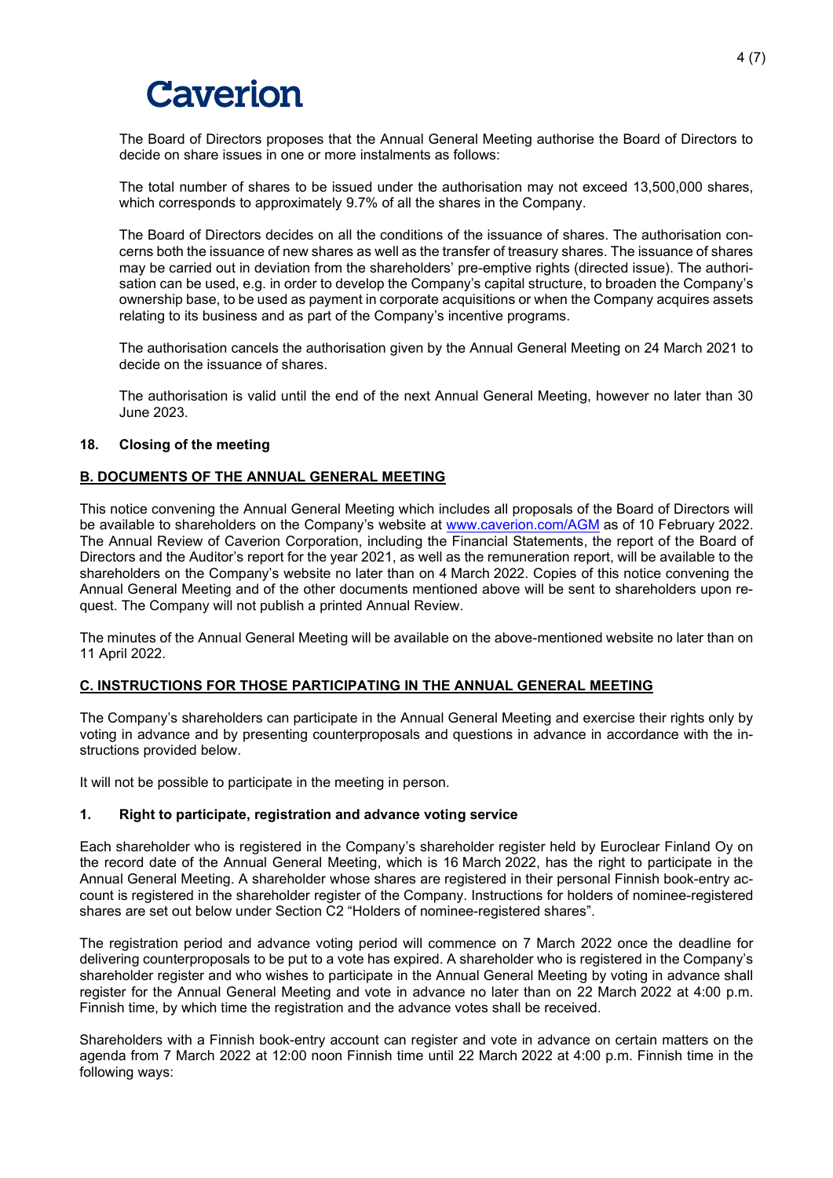The Board of Directors proposes that the Annual General Meeting authorise the Board of Directors to decide on share issues in one or more instalments as follows:

The total number of shares to be issued under the authorisation may not exceed 13,500,000 shares, which corresponds to approximately 9.7% of all the shares in the Company.

The Board of Directors decides on all the conditions of the issuance of shares. The authorisation concerns both the issuance of new shares as well as the transfer of treasury shares. The issuance of shares may be carried out in deviation from the shareholders' pre-emptive rights (directed issue). The authorisation can be used, e.g. in order to develop the Company's capital structure, to broaden the Company's ownership base, to be used as payment in corporate acquisitions or when the Company acquires assets relating to its business and as part of the Company's incentive programs.

The authorisation cancels the authorisation given by the Annual General Meeting on 24 March 2021 to decide on the issuance of shares.

The authorisation is valid until the end of the next Annual General Meeting, however no later than 30 June 2023.

### 18. Closing of the meeting

## B. DOCUMENTS OF THE ANNUAL GENERAL MEETING

This notice convening the Annual General Meeting which includes all proposals of the Board of Directors will be available to shareholders on the Company's website at www.caverion.com/AGM as of 10 February 2022. The Annual Review of Caverion Corporation, including the Financial Statements, the report of the Board of Directors and the Auditor's report for the year 2021, as well as the remuneration report, will be available to the shareholders on the Company's website no later than on 4 March 2022. Copies of this notice convening the Annual General Meeting and of the other documents mentioned above will be sent to shareholders upon request. The Company will not publish a printed Annual Review.

The minutes of the Annual General Meeting will be available on the above-mentioned website no later than on 11 April 2022.

## C. INSTRUCTIONS FOR THOSE PARTICIPATING IN THE ANNUAL GENERAL MEETING

The Company's shareholders can participate in the Annual General Meeting and exercise their rights only by voting in advance and by presenting counterproposals and questions in advance in accordance with the instructions provided below.

It will not be possible to participate in the meeting in person.

### 1. Right to participate, registration and advance voting service

Each shareholder who is registered in the Company's shareholder register held by Euroclear Finland Oy on the record date of the Annual General Meeting, which is 16 March 2022, has the right to participate in the Annual General Meeting. A shareholder whose shares are registered in their personal Finnish book-entry account is registered in the shareholder register of the Company. Instructions for holders of nominee-registered shares are set out below under Section C2 "Holders of nominee-registered shares".

The registration period and advance voting period will commence on 7 March 2022 once the deadline for delivering counterproposals to be put to a vote has expired. A shareholder who is registered in the Company's shareholder register and who wishes to participate in the Annual General Meeting by voting in advance shall register for the Annual General Meeting and vote in advance no later than on 22 March 2022 at 4:00 p.m. Finnish time, by which time the registration and the advance votes shall be received.

Shareholders with a Finnish book-entry account can register and vote in advance on certain matters on the agenda from 7 March 2022 at 12:00 noon Finnish time until 22 March 2022 at 4:00 p.m. Finnish time in the following ways: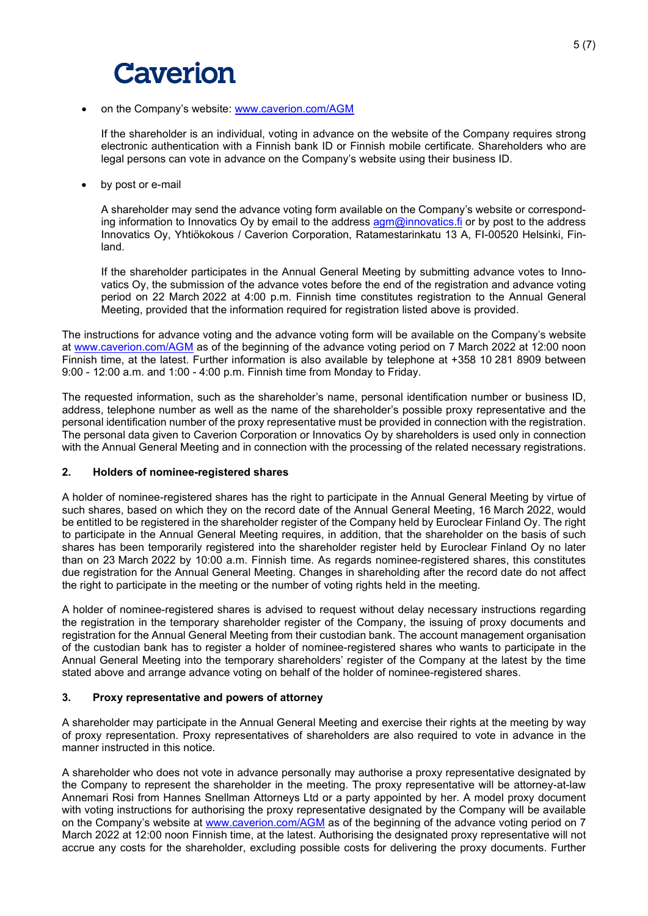- on the Company's website: www.caverion.com/AGM

  If the shareholder is an individual, voting in advance on the website of the Company requires strong electronic authentication with a Finnish bank ID or Finnish mobile certificate. Shareholders who are legal persons can vote in advance on the Company's website using their business ID.

- by post or e-mail

  A shareholder may send the advance voting form available on the Company's website or corresponding information to Innovatics Oy by email to the address agm@innovatics.fi or by post to the address Innovatics Oy, Yhtiökokous / Caverion Corporation, Ratamestarinkatu 13 A, FI-00520 Helsinki, Finland.

  If the shareholder participates in the Annual General Meeting by submitting advance votes to Innovatics Oy, the submission of the advance votes before the end of the registration and advance voting period on 22 March 2022 at 4:00 p.m. Finnish time constitutes registration to the Annual General Meeting, provided that the information required for registration listed above is provided.

The instructions for advance voting and the advance voting form will be available on the Company's website at www.caverion.com/AGM as of the beginning of the advance voting period on 7 March 2022 at 12:00 noon Finnish time, at the latest. Further information is also available by telephone at +358 10 281 8909 between 9:00 - 12:00 a.m. and 1:00 - 4:00 p.m. Finnish time from Monday to Friday.

The requested information, such as the shareholder's name, personal identification number or business ID, address, telephone number as well as the name of the shareholder's possible proxy representative and the personal identification number of the proxy representative must be provided in connection with the registration. The personal data given to Caverion Corporation or Innovatics Oy by shareholders is used only in connection with the Annual General Meeting and in connection with the processing of the related necessary registrations.

## 2. Holders of nominee-registered shares

A holder of nominee-registered shares has the right to participate in the Annual General Meeting by virtue of such shares, based on which they on the record date of the Annual General Meeting, 16 March 2022, would be entitled to be registered in the shareholder register of the Company held by Euroclear Finland Oy. The right to participate in the Annual General Meeting requires, in addition, that the shareholder on the basis of such shares has been temporarily registered into the shareholder register held by Euroclear Finland Oy no later than on 23 March 2022 by 10:00 a.m. Finnish time. As regards nominee-registered shares, this constitutes due registration for the Annual General Meeting. Changes in shareholding after the record date do not affect the right to participate in the meeting or the number of voting rights held in the meeting.

A holder of nominee-registered shares is advised to request without delay necessary instructions regarding the registration in the temporary shareholder register of the Company, the issuing of proxy documents and registration for the Annual General Meeting from their custodian bank. The account management organisation of the custodian bank has to register a holder of nominee-registered shares who wants to participate in the Annual General Meeting into the temporary shareholders' register of the Company at the latest by the time stated above and arrange advance voting on behalf of the holder of nominee-registered shares.

## 3. Proxy representative and powers of attorney

A shareholder may participate in the Annual General Meeting and exercise their rights at the meeting by way of proxy representation. Proxy representatives of shareholders are also required to vote in advance in the manner instructed in this notice.

A shareholder who does not vote in advance personally may authorise a proxy representative designated by the Company to represent the shareholder in the meeting. The proxy representative will be attorney-at-law Annemari Rosi from Hannes Snellman Attorneys Ltd or a party appointed by her. A model proxy document with voting instructions for authorising the proxy representative designated by the Company will be available on the Company's website at www.caverion.com/AGM as of the beginning of the advance voting period on 7 March 2022 at 12:00 noon Finnish time, at the latest. Authorising the designated proxy representative will not accrue any costs for the shareholder, excluding possible costs for delivering the proxy documents. Further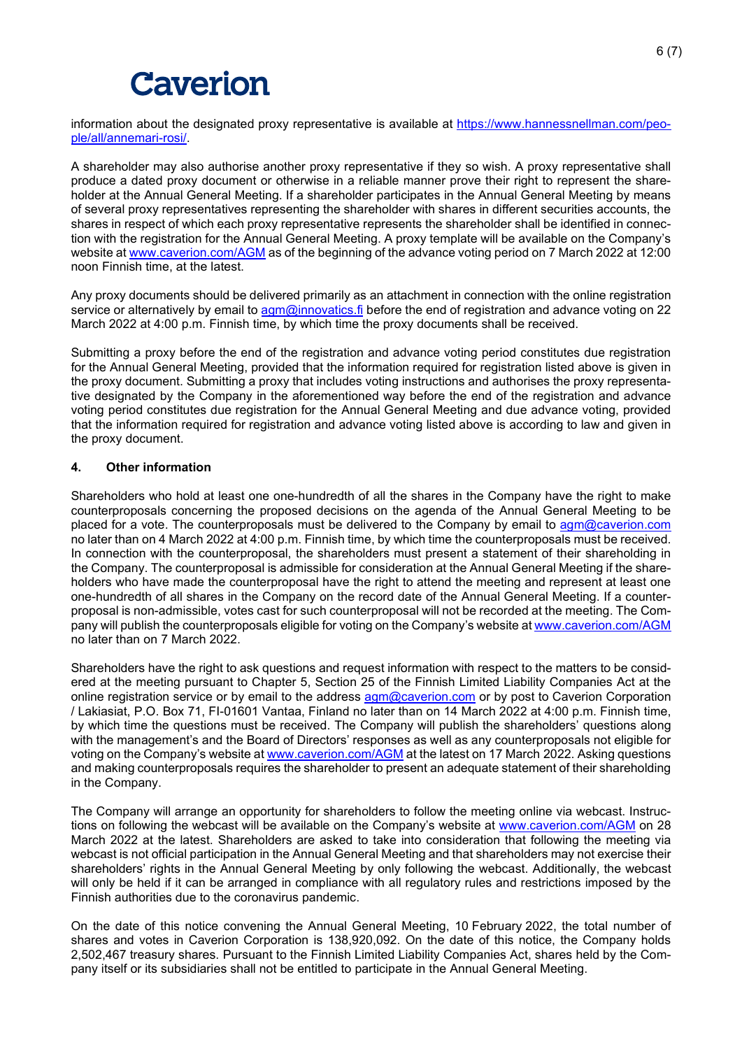information about the designated proxy representative is available at [https://www.hannessnellman.com/people/all/annemari-rosi/](https://www.hannessnellman.com/people/all/annemari-rosi/).

A shareholder may also authorise another proxy representative if they so wish. A proxy representative shall produce a dated proxy document or otherwise in a reliable manner prove their right to represent the shareholder at the Annual General Meeting. If a shareholder participates in the Annual General Meeting by means of several proxy representatives representing the shareholder with shares in different securities accounts, the shares in respect of which each proxy representative represents the shareholder shall be identified in connection with the registration for the Annual General Meeting. A proxy template will be available on the Company's website at [www.caverion.com/AGM](www.caverion.com/AGM) as of the beginning of the advance voting period on 7 March 2022 at 12:00 noon Finnish time, at the latest.

Any proxy documents should be delivered primarily as an attachment in connection with the online registration service or alternatively by email to [agm@innovatics.fi](mailto:agm@innovatics.fi) before the end of registration and advance voting on 22 March 2022 at 4:00 p.m. Finnish time, by which time the proxy documents shall be received.

Submitting a proxy before the end of the registration and advance voting period constitutes due registration for the Annual General Meeting, provided that the information required for registration listed above is given in the proxy document. Submitting a proxy that includes voting instructions and authorises the proxy representative designated by the Company in the aforementioned way before the end of the registration and advance voting period constitutes due registration for the Annual General Meeting and due advance voting, provided that the information required for registration and advance voting listed above is according to law and given in the proxy document.

## 4. Other information

Shareholders who hold at least one one-hundredth of all the shares in the Company have the right to make counterproposals concerning the proposed decisions on the agenda of the Annual General Meeting to be placed for a vote. The counterproposals must be delivered to the Company by email to [agm@caverion.com](mailto:agm@caverion.com) no later than on 4 March 2022 at 4:00 p.m. Finnish time, by which time the counterproposals must be received. In connection with the counterproposal, the shareholders must present a statement of their shareholding in the Company. The counterproposal is admissible for consideration at the Annual General Meeting if the shareholders who have made the counterproposal have the right to attend the meeting and represent at least one one-hundredth of all shares in the Company on the record date of the Annual General Meeting. If a counterproposal is non-admissible, votes cast for such counterproposal will not be recorded at the meeting. The Company will publish the counterproposals eligible for voting on the Company's website at [www.caverion.com/AGM](www.caverion.com/AGM) no later than on 7 March 2022.

Shareholders have the right to ask questions and request information with respect to the matters to be considered at the meeting pursuant to Chapter 5, Section 25 of the Finnish Limited Liability Companies Act at the online registration service or by email to the address [agm@caverion.com](mailto:agm@caverion.com) or by post to Caverion Corporation / Lakiasiat, P.O. Box 71, FI-01601 Vantaa, Finland no later than on 14 March 2022 at 4:00 p.m. Finnish time, by which time the questions must be received. The Company will publish the shareholders' questions along with the management's and the Board of Directors' responses as well as any counterproposals not eligible for voting on the Company's website at [www.caverion.com/AGM](www.caverion.com/AGM) at the latest on 17 March 2022. Asking questions and making counterproposals requires the shareholder to present an adequate statement of their shareholding in the Company.

The Company will arrange an opportunity for shareholders to follow the meeting online via webcast. Instructions on following the webcast will be available on the Company's website at [www.caverion.com/AGM](www.caverion.com/AGM) on 28 March 2022 at the latest. Shareholders are asked to take into consideration that following the meeting via webcast is not official participation in the Annual General Meeting and that shareholders may not exercise their shareholders' rights in the Annual General Meeting by only following the webcast. Additionally, the webcast will only be held if it can be arranged in compliance with all regulatory rules and restrictions imposed by the Finnish authorities due to the coronavirus pandemic.

On the date of this notice convening the Annual General Meeting, 10 February 2022, the total number of shares and votes in Caverion Corporation is 138,920,092. On the date of this notice, the Company holds 2,502,467 treasury shares. Pursuant to the Finnish Limited Liability Companies Act, shares held by the Company itself or its subsidiaries shall not be entitled to participate in the Annual General Meeting.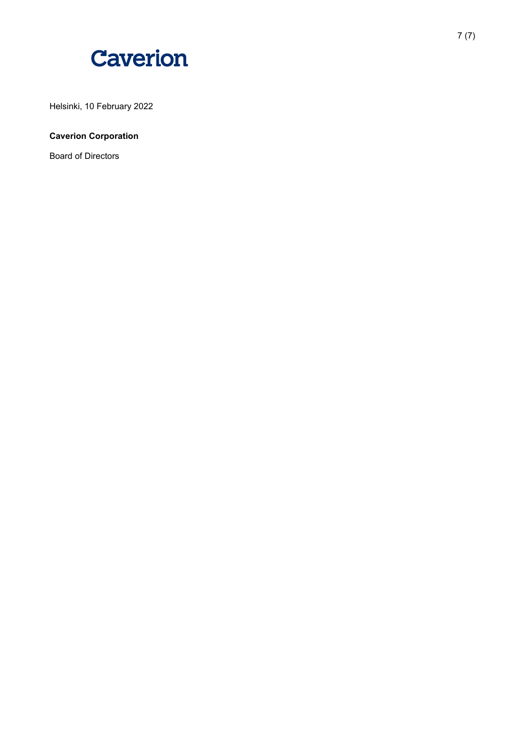Helsinki, 10 February 2022

**Caverion Corporation**

Board of Directors